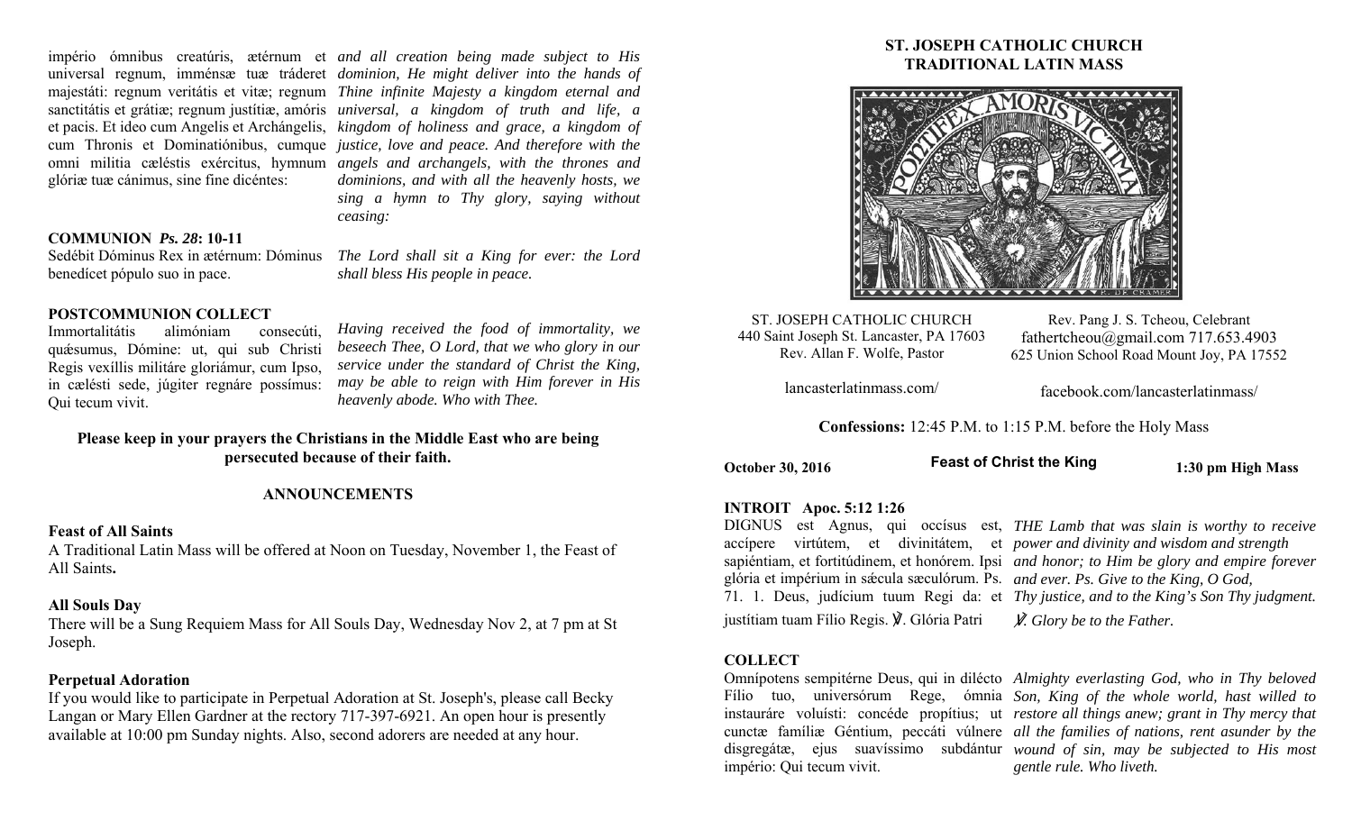império ómnibus creatúris, ætérnum et universal regnum, imménsæ tuæ tráderet majestáti: regnum veritátis et vitæ; regnum sanctitátis et grátiæ; regnum justítiæ, amóris et pacis. Et ideo cum Angelis et Archángelis, cum Thronis et Dominatiónibus, cumque omni milítia cæléstis exércitus, hymnum glóriæ tuæ cánimus, sine fine dicéntes:

*and all creation being made subject to His dominion, He might deliver into the hands of Thine infinite Majesty a kingdom eternal and universal, a kingdom of truth and life, a kingdom of holiness and grace, a kingdom of justice, love and peace. And therefore with the angels and archangels, with the thrones and dominions, and with all the heavenly hosts, we sing a hymn to Thy glory, saying without ceasing:*

**COMMUNION *Ps. 28*: 10-11**

Sedébit Dóminus Rex in ætérnum: Dóminus benedícet pópulo suo in pace.

*The Lord shall sit a King for ever: the Lord shall bless His people in peace.*

**POSTCOMMUNION COLLECT**

Immortalitátis alimóniam consecúti, quǽsumus, Dómine: ut, qui sub Christi Regis vexíllis militáre gloriámur, cum Ipso, in cælésti sede, júgiter regnáre possímus: Qui tecum vivit.

*Having received the food of immortality, we beseech Thee, O Lord, that we who glory in our service under the standard of Christ the King, may be able to reign with Him forever in His heavenly abode. Who with Thee.*

**Please keep in your prayers the Christians in the Middle East who are being persecuted because of their faith.**

## ANNOUNCEMENTS

**Feast of All Saints**

A Traditional Latin Mass will be offered at Noon on Tuesday, November 1, the Feast of All Saints**.**

**All Souls Day**

There will be a Sung Requiem Mass for All Souls Day, Wednesday Nov 2, at 7 pm at St Joseph.

**Perpetual Adoration**

If you would like to participate in Perpetual Adoration at St. Joseph's, please call Becky Langan or Mary Ellen Gardner at the rectory 717-397-6921. An open hour is presently available at 10:00 pm Sunday nights. Also, second adorers are needed at any hour.

# ST. JOSEPH CATHOLIC CHURCH
# TRADITIONAL LATIN MASS

ST. JOSEPH CATHOLIC CHURCH
440 Saint Joseph St. Lancaster, PA 17603
Rev. Allan F. Wolfe, Pastor

Rev. Pang J. S. Tcheou, Celebrant
fathertcheou@gmail.com 717.653.4903
625 Union School Road Mount Joy, PA 17552

lancasterlatinmass.com/

facebook.com/lancasterlatinmass/

**Confessions:** 12:45 P.M. to 1:15 P.M. before the Holy Mass

**October 30, 2016** — **Feast of Christ the King** — **1:30 pm High Mass**

**INTROIT Apoc. 5:12 1:26**

DIGNUS est Agnus, qui occísus est, accípere virtútem, et divinitátem, et sapiéntiam, et fortitúdinem, et honórem. Ipsi glória et impérium in sǽcula sæculórum. Ps. 71. 1. Deus, judícium tuum Regi da: et justítiam tuam Fílio Regis. ℣. Glória Patri

*THE Lamb that was slain is worthy to receive power and divinity and wisdom and strength and honor; to Him be glory and empire forever and ever. Ps. Give to the King, O God, Thy justice, and to the King's Son Thy judgment. ℣. Glory be to the Father.*

**COLLECT**

Omnípotens sempitérne Deus, qui in dilécto Fílio tuo, universórum Rege, ómnia instauráre voluísti: concéde propítius; ut cunctæ famíliæ Géntium, peccáti vúlnere disgregátæ, ejus suavíssimo subdántur império: Qui tecum vivit.

*Almighty everlasting God, who in Thy beloved Son, King of the whole world, hast willed to restore all things anew; grant in Thy mercy that all the families of nations, rent asunder by the wound of sin, may be subjected to His most gentle rule. Who liveth.*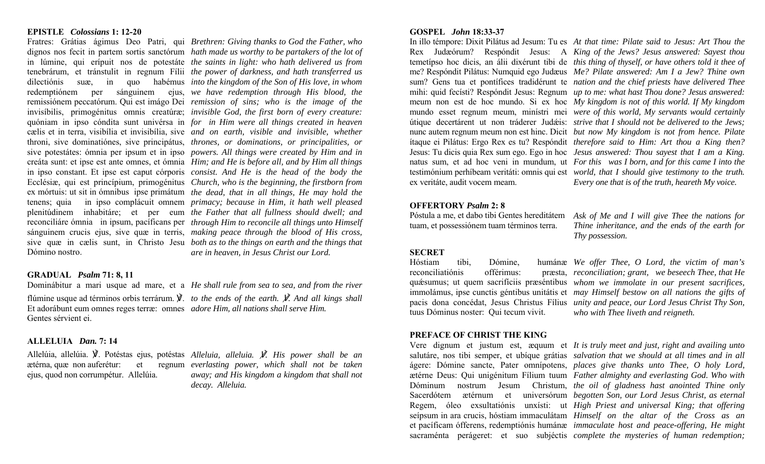## EPISTLE *Colossians* 1: 12-20

Fratres: Grátias ágimus Deo Patri, qui dignos nos fecit in partem sortis sanctórum in lúmine, qui erípuit nos de potestáte tenebrárum, et tránstulit in regnum Fílii dilectiónis suæ, in quo habémus redemptiónem per sánguinem ejus, remissiónem peccatórum. Qui est imágo Dei invisíbilis, primogénitus omnis creatúræ; quóniam in ipso cóndita sunt univérsa in cælis et in terra, visibília et invisibília, sive throni, sive dominatiónes, sive principátus, sive potestátes: ómnia per ipsum et in ipso creáta sunt: et ipse est ante omnes, et ómnia in ipso constant. Et ipse est caput córporis Ecclésiæ, qui est princípium, primogénitus ex mórtuis: ut sit in ómnibus ipse primátum tenens; quia in ipso complácuit omnem plenitúdinem inhabitáre; et per eum reconciliáre ómnia in ipsum, pacíficans per sánguinem crucis ejus, sive quæ in terris, sive quæ in cælis sunt, in Christo Jesu Dómino nostro.

*Brethren: Giving thanks to God the Father, who hath made us worthy to be partakers of the lot of the saints in light: who hath delivered us from the power of darkness, and hath transferred us into the kingdom of the Son of His love, in whom we have redemption through His blood, the remission of sins; who is the image of the invisible God, the first born of every creature: for in Him were all things created in heaven and on earth, visible and invisible, whether thrones, or dominations, or principalities, or powers. All things were created by Him and in Him; and He is before all, and by Him all things consist. And He is the head of the body the Church, who is the beginning, the firstborn from the dead, that in all things, He may hold the primacy; because in Him, it hath well pleased the Father that all fullness should dwell; and through Him to reconcile all things unto Himself making peace through the blood of His cross, both as to the things on earth and the things that are in heaven, in Jesus Christ our Lord.*

## GRADUAL *Psalm* 71: 8, 11

Dominábitur a mari usque ad mare, et a flúmine usque ad términos orbis terrárum. ℣. Et adorábunt eum omnes reges terræ: omnes Gentes sérvient ei.

*He shall rule from sea to sea, and from the river to the ends of the earth. ℣. And all kings shall adore Him, all nations shall serve Him.*

## ALLELUIA *Dan.* 7: 14

Allelúia, allelúia. ℣. Potéstas ejus, potéstas ætérna, quæ non auferétur: et regnum ejus, quod non corrumpétur. Allelúia.

*Alleluia, alleluia. ℣. His power shall be an everlasting power, which shall not be taken away; and His kingdom a kingdom that shall not decay. Alleluia.*

## GOSPEL *John* 18:33-37

In illo témpore: Dixit Pilátus ad Jesum: Tu es Rex Judæórum? Respóndit Jesus: A temetípso hoc dicis, an álii dixérunt tibi de me? Respóndit Pilátus: Numquid ego Judæus sum? Gens tua et pontífices tradidérunt te mihi: quid fecísti? Respóndit Jesus: Regnum meum non est de hoc mundo. Si ex hoc mundo esset regnum meum, minístri mei útique decertárent ut non tráderer Judǽis: nunc autem regnum meum non est hinc. Dicit ítaque ei Pilátus: Ergo Rex es tu? Respóndit Jesus: Tu dicis quia Rex sum ego. Ego in hoc natus sum, et ad hoc veni in mundum, ut testimónium perhíbeam veritáti: omnis qui est ex veritáte, audit vocem meam.

*At that time: Pilate said to Jesus: Art Thou the King of the Jews? Jesus answered: Sayest thou this thing of thyself, or have others told it thee of Me? Pilate answered: Am I a Jew? Thine own nation and the chief priests have delivered Thee up to me: what hast Thou done? Jesus answered: My kingdom is not of this world. If My kingdom were of this world, My servants would certainly strive that I should not be delivered to the Jews; but now My kingdom is not from hence. Pilate therefore said to Him: Art thou a King then? Jesus answered: Thou sayest that I am a King. For this was I born, and for this came I into the world, that I should give testimony to the truth. Every one that is of the truth, heareth My voice.*

## OFFERTORY *Psalm* 2: 8

Póstula a me, et dabo tibi Gentes hereditátem tuam, et possessiónem tuam términos terra.

*Ask of Me and I will give Thee the nations for Thine inheritance, and the ends of the earth for Thy possession.*

## SECRET

Hóstiam tibi, Dómine, humánæ reconciliatiónis offérimus: præsta, quæsumus; ut quem sacrifíciis præséntibus immolámus, ipse cunctis géntibus unitátis et pacis dona concédat, Jesus Christus Fílius tuus Dóminus noster: Qui tecum vivit.

*We offer Thee, O Lord, the victim of man's reconciliation; grant, we beseech Thee, that He whom we immolate in our present sacrifices, may Himself bestow on all nations the gifts of unity and peace, our Lord Jesus Christ Thy Son, who with Thee liveth and reigneth.*

## PREFACE OF CHRIST THE KING

Vere dignum et justum est, æquum et salutáre, nos tibi semper, et ubíque grátias ágere: Dómine sancte, Pater omnípotens, ætérne Deus: Qui unigénitum Fílium tuum Dóminum nostrum Jesum Christum, Sacerdótem ætérnum et universórum Regem, óleo exsultatiónis unxísti: ut seípsum in ara crucis, hóstiam immaculátam et pacíficam ófferens, redemptiónis humánæ sacraménta perágeret: et suo subjéctis

*It is truly meet and just, right and availing unto salvation that we should at all times and in all places give thanks unto Thee, O holy Lord, Father almighty and everlasting God. Who with the oil of gladness hast anointed Thine only begotten Son, our Lord Jesus Christ, as eternal High Priest and universal King; that offering Himself on the altar of the Cross as an immaculate host and peace-offering, He might complete the mysteries of human redemption;*